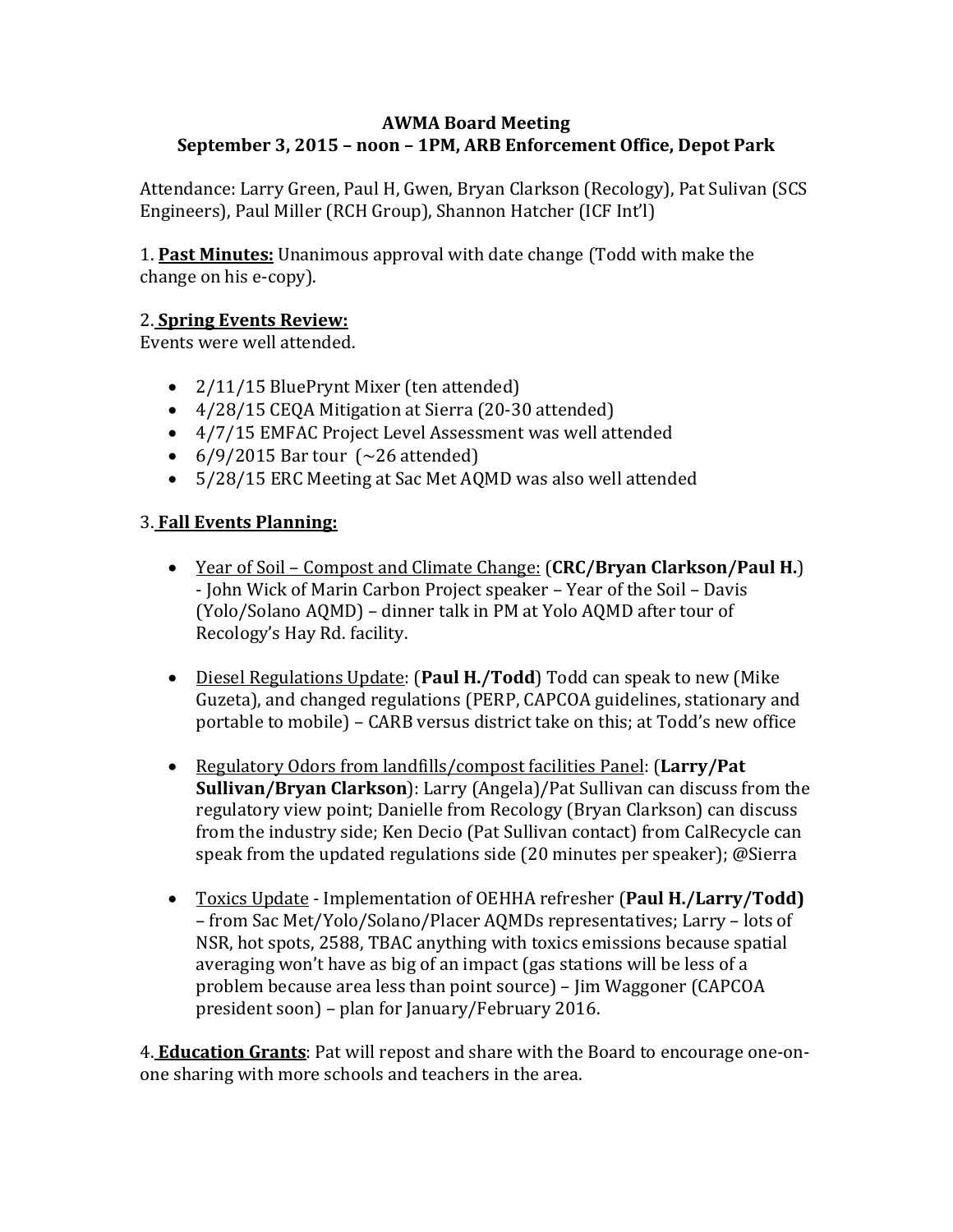**AWMA Board Meeting**
**September 3, 2015 – noon – 1PM, ARB Enforcement Office, Depot Park**

Attendance: Larry Green, Paul H, Gwen, Bryan Clarkson (Recology), Pat Sulivan (SCS Engineers), Paul Miller (RCH Group), Shannon Hatcher (ICF Int'l)

1. **Past Minutes:** Unanimous approval with date change (Todd with make the change on his e-copy).

2. **Spring Events Review:**
Events were well attended.

- 2/11/15 BluePrynt Mixer (ten attended)
- 4/28/15 CEQA Mitigation at Sierra (20-30 attended)
- 4/7/15 EMFAC Project Level Assessment was well attended
- 6/9/2015 Bar tour (~26 attended)
- 5/28/15 ERC Meeting at Sac Met AQMD was also well attended

3. **Fall Events Planning:**

- Year of Soil – Compost and Climate Change: (**CRC/Bryan Clarkson/Paul H.**) - John Wick of Marin Carbon Project speaker – Year of the Soil – Davis (Yolo/Solano AQMD) – dinner talk in PM at Yolo AQMD after tour of Recology's Hay Rd. facility.

- Diesel Regulations Update: (**Paul H./Todd**) Todd can speak to new (Mike Guzeta), and changed regulations (PERP, CAPCOA guidelines, stationary and portable to mobile) – CARB versus district take on this; at Todd's new office

- Regulatory Odors from landfills/compost facilities Panel: (**Larry/Pat Sullivan/Bryan Clarkson**): Larry (Angela)/Pat Sullivan can discuss from the regulatory view point; Danielle from Recology (Bryan Clarkson) can discuss from the industry side; Ken Decio (Pat Sullivan contact) from CalRecycle can speak from the updated regulations side (20 minutes per speaker); @Sierra

- Toxics Update - Implementation of OEHHA refresher (**Paul H./Larry/Todd)** – from Sac Met/Yolo/Solano/Placer AQMDs representatives; Larry – lots of NSR, hot spots, 2588, TBAC anything with toxics emissions because spatial averaging won't have as big of an impact (gas stations will be less of a problem because area less than point source) – Jim Waggoner (CAPCOA president soon) – plan for January/February 2016.

4. **Education Grants**: Pat will repost and share with the Board to encourage one-on-one sharing with more schools and teachers in the area.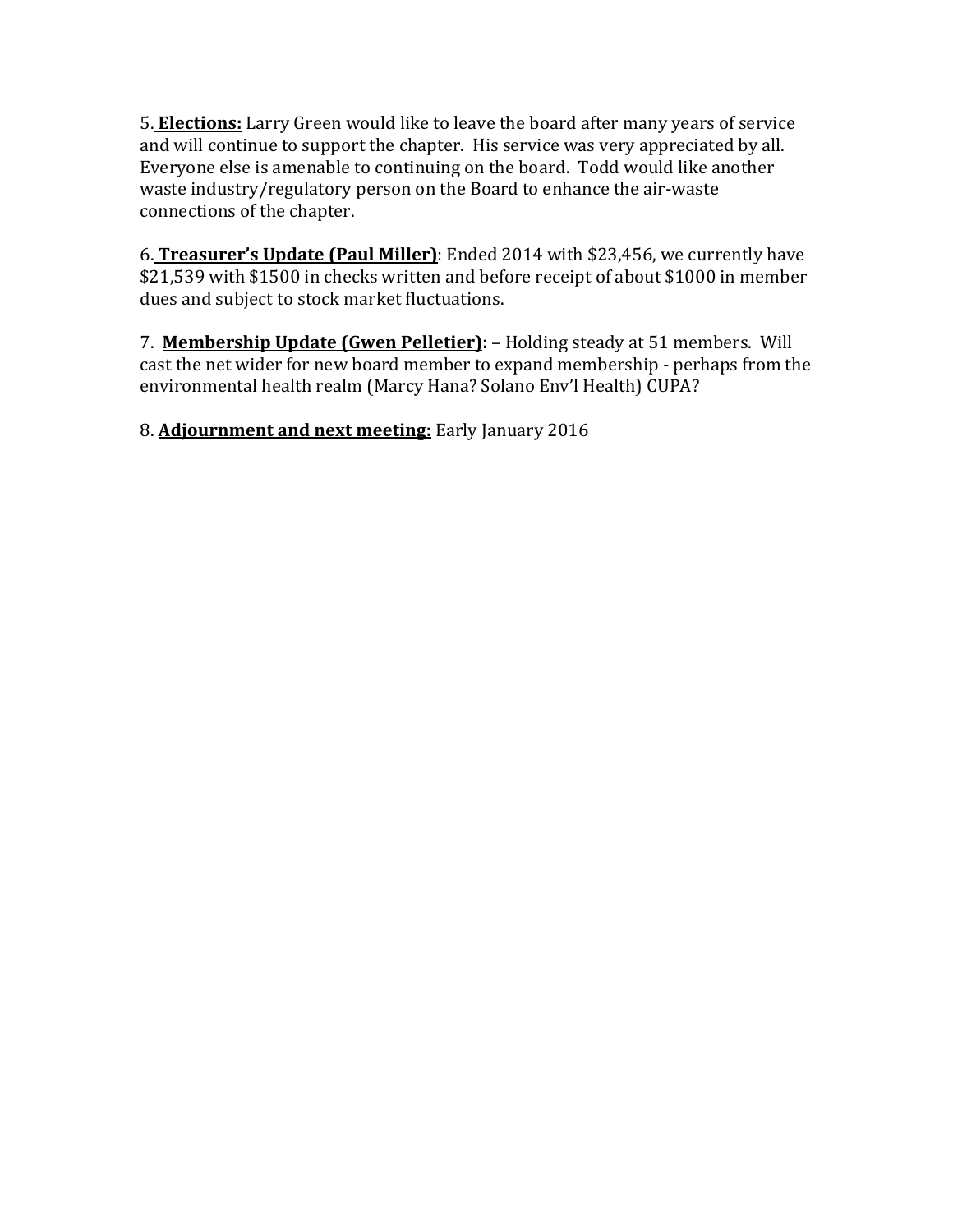5. **Elections:** Larry Green would like to leave the board after many years of service and will continue to support the chapter. His service was very appreciated by all. Everyone else is amenable to continuing on the board. Todd would like another waste industry/regulatory person on the Board to enhance the air-waste connections of the chapter.

6. **Treasurer's Update (Paul Miller)**: Ended 2014 with $23,456, we currently have $21,539 with $1500 in checks written and before receipt of about $1000 in member dues and subject to stock market fluctuations.

7. **Membership Update (Gwen Pelletier):** – Holding steady at 51 members. Will cast the net wider for new board member to expand membership - perhaps from the environmental health realm (Marcy Hana? Solano Env'l Health) CUPA?

8. **Adjournment and next meeting:** Early January 2016